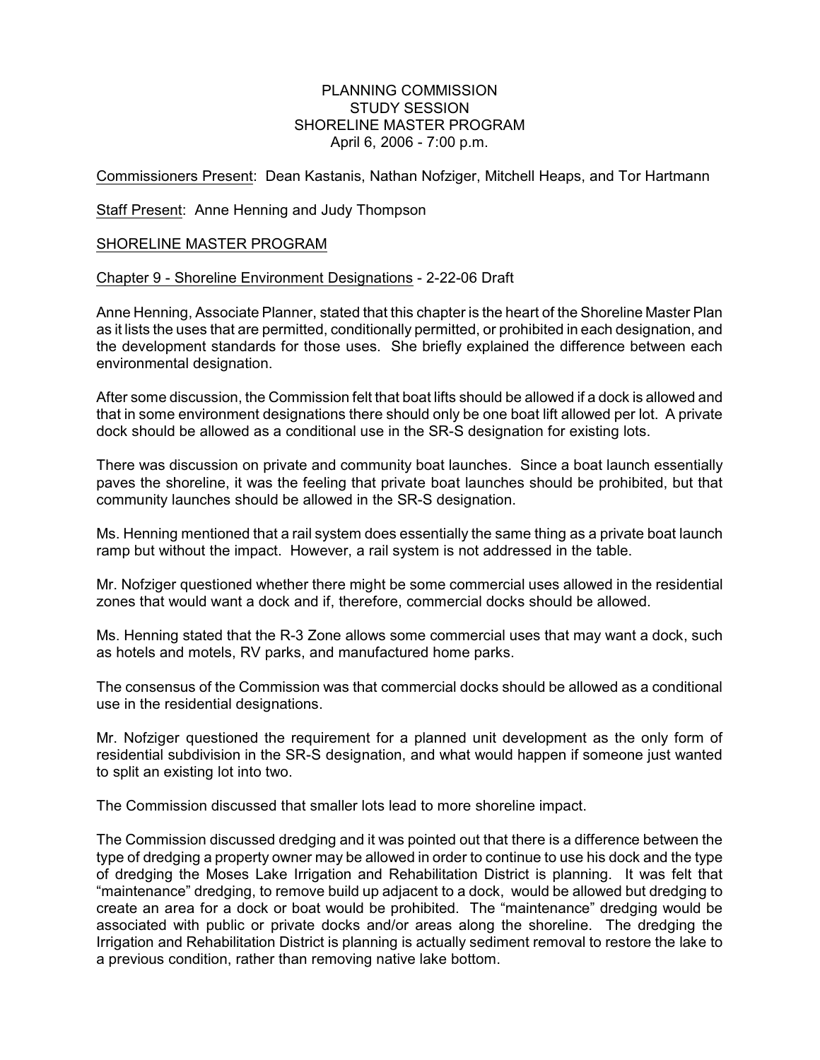# PLANNING COMMISSION
## STUDY SESSION
## SHORELINE MASTER PROGRAM
April 6, 2006 - 7:00 p.m.

<u>Commissioners Present</u>: Dean Kastanis, Nathan Nofziger, Mitchell Heaps, and Tor Hartmann

<u>Staff Present</u>: Anne Henning and Judy Thompson

<u>SHORELINE MASTER PROGRAM</u>

<u>Chapter 9 - Shoreline Environment Designations</u> - 2-22-06 Draft

Anne Henning, Associate Planner, stated that this chapter is the heart of the Shoreline Master Plan as it lists the uses that are permitted, conditionally permitted, or prohibited in each designation, and the development standards for those uses. She briefly explained the difference between each environmental designation.

After some discussion, the Commission felt that boat lifts should be allowed if a dock is allowed and that in some environment designations there should only be one boat lift allowed per lot. A private dock should be allowed as a conditional use in the SR-S designation for existing lots.

There was discussion on private and community boat launches. Since a boat launch essentially paves the shoreline, it was the feeling that private boat launches should be prohibited, but that community launches should be allowed in the SR-S designation.

Ms. Henning mentioned that a rail system does essentially the same thing as a private boat launch ramp but without the impact. However, a rail system is not addressed in the table.

Mr. Nofziger questioned whether there might be some commercial uses allowed in the residential zones that would want a dock and if, therefore, commercial docks should be allowed.

Ms. Henning stated that the R-3 Zone allows some commercial uses that may want a dock, such as hotels and motels, RV parks, and manufactured home parks.

The consensus of the Commission was that commercial docks should be allowed as a conditional use in the residential designations.

Mr. Nofziger questioned the requirement for a planned unit development as the only form of residential subdivision in the SR-S designation, and what would happen if someone just wanted to split an existing lot into two.

The Commission discussed that smaller lots lead to more shoreline impact.

The Commission discussed dredging and it was pointed out that there is a difference between the type of dredging a property owner may be allowed in order to continue to use his dock and the type of dredging the Moses Lake Irrigation and Rehabilitation District is planning. It was felt that "maintenance" dredging, to remove build up adjacent to a dock, would be allowed but dredging to create an area for a dock or boat would be prohibited. The "maintenance" dredging would be associated with public or private docks and/or areas along the shoreline. The dredging the Irrigation and Rehabilitation District is planning is actually sediment removal to restore the lake to a previous condition, rather than removing native lake bottom.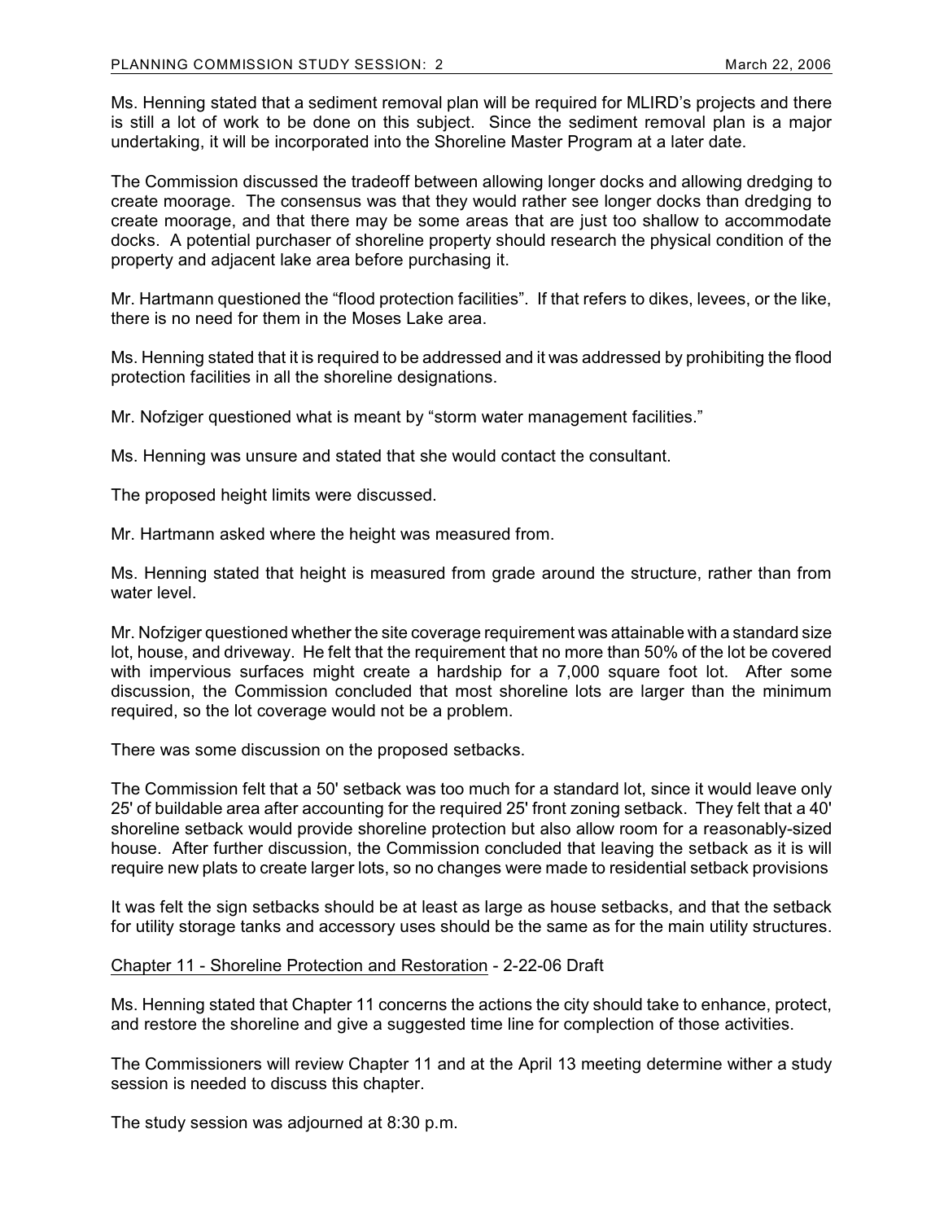Ms. Henning stated that a sediment removal plan will be required for MLIRD's projects and there is still a lot of work to be done on this subject. Since the sediment removal plan is a major undertaking, it will be incorporated into the Shoreline Master Program at a later date.

The Commission discussed the tradeoff between allowing longer docks and allowing dredging to create moorage. The consensus was that they would rather see longer docks than dredging to create moorage, and that there may be some areas that are just too shallow to accommodate docks. A potential purchaser of shoreline property should research the physical condition of the property and adjacent lake area before purchasing it.

Mr. Hartmann questioned the "flood protection facilities". If that refers to dikes, levees, or the like, there is no need for them in the Moses Lake area.

Ms. Henning stated that it is required to be addressed and it was addressed by prohibiting the flood protection facilities in all the shoreline designations.

Mr. Nofziger questioned what is meant by "storm water management facilities."

Ms. Henning was unsure and stated that she would contact the consultant.

The proposed height limits were discussed.

Mr. Hartmann asked where the height was measured from.

Ms. Henning stated that height is measured from grade around the structure, rather than from water level.

Mr. Nofziger questioned whether the site coverage requirement was attainable with a standard size lot, house, and driveway. He felt that the requirement that no more than 50% of the lot be covered with impervious surfaces might create a hardship for a 7,000 square foot lot. After some discussion, the Commission concluded that most shoreline lots are larger than the minimum required, so the lot coverage would not be a problem.

There was some discussion on the proposed setbacks.

The Commission felt that a 50' setback was too much for a standard lot, since it would leave only 25' of buildable area after accounting for the required 25' front zoning setback. They felt that a 40' shoreline setback would provide shoreline protection but also allow room for a reasonably-sized house. After further discussion, the Commission concluded that leaving the setback as it is will require new plats to create larger lots, so no changes were made to residential setback provisions

It was felt the sign setbacks should be at least as large as house setbacks, and that the setback for utility storage tanks and accessory uses should be the same as for the main utility structures.

Chapter 11 - Shoreline Protection and Restoration - 2-22-06 Draft

Ms. Henning stated that Chapter 11 concerns the actions the city should take to enhance, protect, and restore the shoreline and give a suggested time line for complection of those activities.

The Commissioners will review Chapter 11 and at the April 13 meeting determine wither a study session is needed to discuss this chapter.

The study session was adjourned at 8:30 p.m.